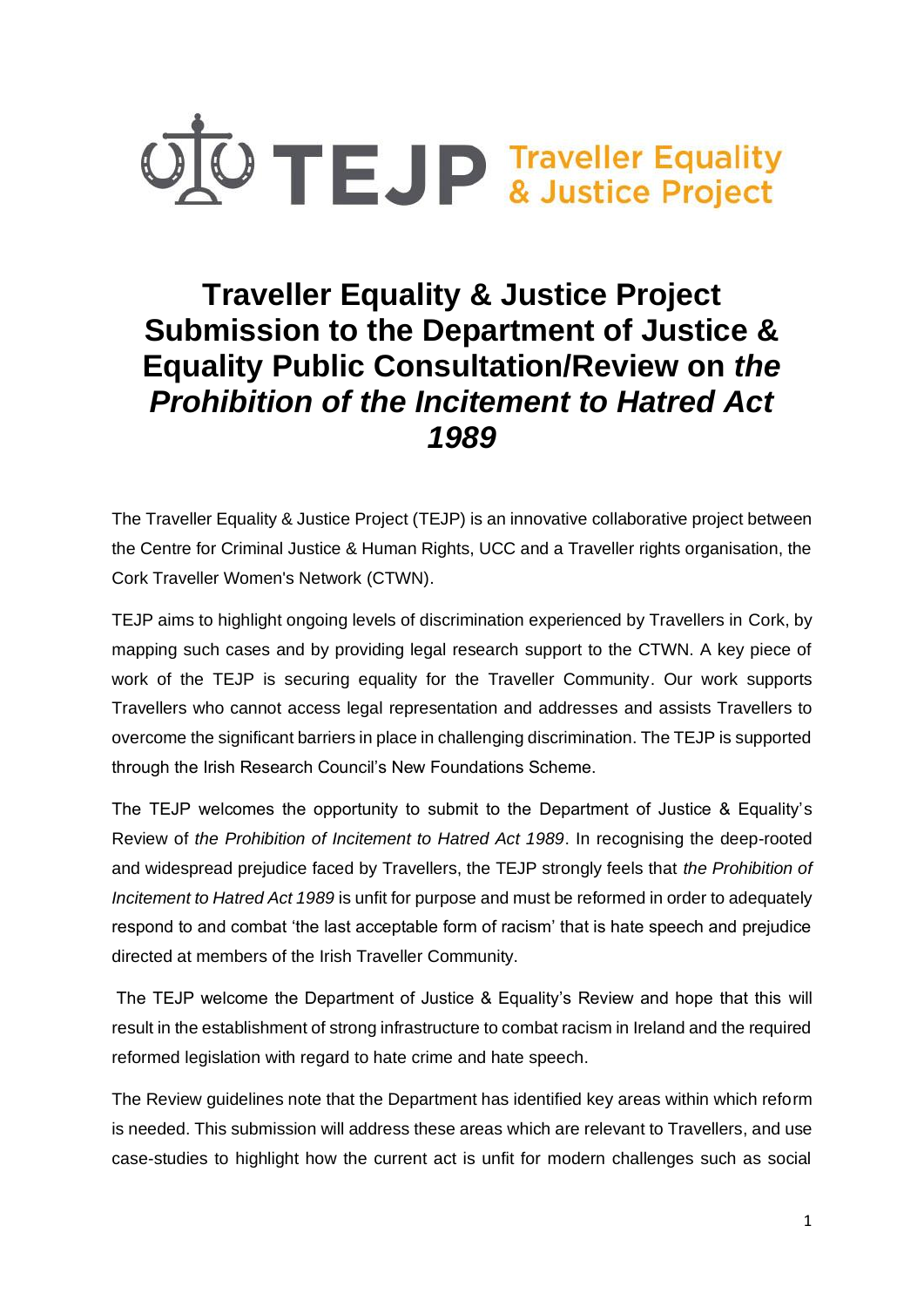TEJP Traveller Equality & Justice Project

# Traveller Equality & Justice Project Submission to the Department of Justice & Equality Public Consultation/Review on *the Prohibition of the Incitement to Hatred Act 1989*

The Traveller Equality & Justice Project (TEJP) is an innovative collaborative project between the Centre for Criminal Justice & Human Rights, UCC and a Traveller rights organisation, the Cork Traveller Women's Network (CTWN).

TEJP aims to highlight ongoing levels of discrimination experienced by Travellers in Cork, by mapping such cases and by providing legal research support to the CTWN. A key piece of work of the TEJP is securing equality for the Traveller Community. Our work supports Travellers who cannot access legal representation and addresses and assists Travellers to overcome the significant barriers in place in challenging discrimination. The TEJP is supported through the Irish Research Council's New Foundations Scheme.

The TEJP welcomes the opportunity to submit to the Department of Justice & Equality's Review of *the Prohibition of Incitement to Hatred Act 1989*. In recognising the deep-rooted and widespread prejudice faced by Travellers, the TEJP strongly feels that *the Prohibition of Incitement to Hatred Act 1989* is unfit for purpose and must be reformed in order to adequately respond to and combat 'the last acceptable form of racism' that is hate speech and prejudice directed at members of the Irish Traveller Community.

The TEJP welcome the Department of Justice & Equality's Review and hope that this will result in the establishment of strong infrastructure to combat racism in Ireland and the required reformed legislation with regard to hate crime and hate speech.

The Review guidelines note that the Department has identified key areas within which reform is needed. This submission will address these areas which are relevant to Travellers, and use case-studies to highlight how the current act is unfit for modern challenges such as social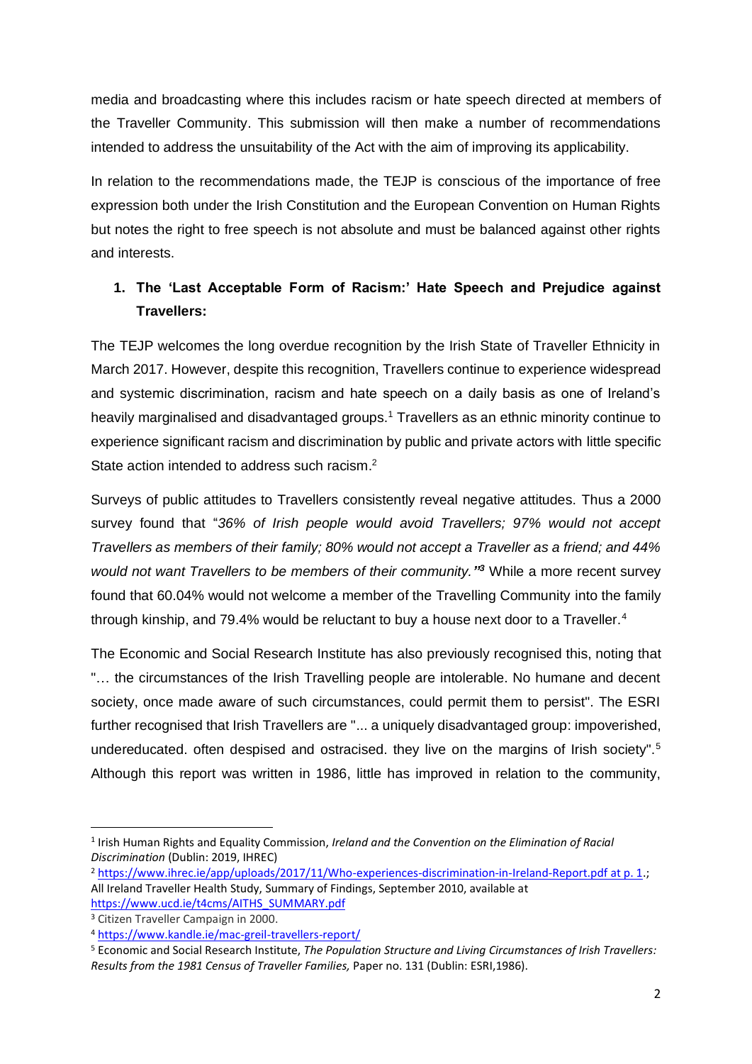media and broadcasting where this includes racism or hate speech directed at members of the Traveller Community. This submission will then make a number of recommendations intended to address the unsuitability of the Act with the aim of improving its applicability.

In relation to the recommendations made, the TEJP is conscious of the importance of free expression both under the Irish Constitution and the European Convention on Human Rights but notes the right to free speech is not absolute and must be balanced against other rights and interests.

## 1. The 'Last Acceptable Form of Racism:' Hate Speech and Prejudice against Travellers:

The TEJP welcomes the long overdue recognition by the Irish State of Traveller Ethnicity in March 2017. However, despite this recognition, Travellers continue to experience widespread and systemic discrimination, racism and hate speech on a daily basis as one of Ireland's heavily marginalised and disadvantaged groups.[1] Travellers as an ethnic minority continue to experience significant racism and discrimination by public and private actors with little specific State action intended to address such racism.[2]

Surveys of public attitudes to Travellers consistently reveal negative attitudes. Thus a 2000 survey found that "*36% of Irish people would avoid Travellers; 97% would not accept Travellers as members of their family; 80% would not accept a Traveller as a friend; and 44% would not want Travellers to be members of their community.*"[3] While a more recent survey found that 60.04% would not welcome a member of the Travelling Community into the family through kinship, and 79.4% would be reluctant to buy a house next door to a Traveller.[4]

The Economic and Social Research Institute has also previously recognised this, noting that "… the circumstances of the Irish Travelling people are intolerable. No humane and decent society, once made aware of such circumstances, could permit them to persist". The ESRI further recognised that Irish Travellers are "... a uniquely disadvantaged group: impoverished, undereducated. often despised and ostracised. they live on the margins of Irish society".[5] Although this report was written in 1986, little has improved in relation to the community,

---

[1] Irish Human Rights and Equality Commission, *Ireland and the Convention on the Elimination of Racial Discrimination* (Dublin: 2019, IHREC)

[2] https://www.ihrec.ie/app/uploads/2017/11/Who-experiences-discrimination-in-Ireland-Report.pdf at p. 1.; All Ireland Traveller Health Study, Summary of Findings, September 2010, available at https://www.ucd.ie/t4cms/AITHS_SUMMARY.pdf

[3] Citizen Traveller Campaign in 2000.

[4] https://www.kandle.ie/mac-greil-travellers-report/

[5] Economic and Social Research Institute, *The Population Structure and Living Circumstances of Irish Travellers: Results from the 1981 Census of Traveller Families,* Paper no. 131 (Dublin: ESRI,1986).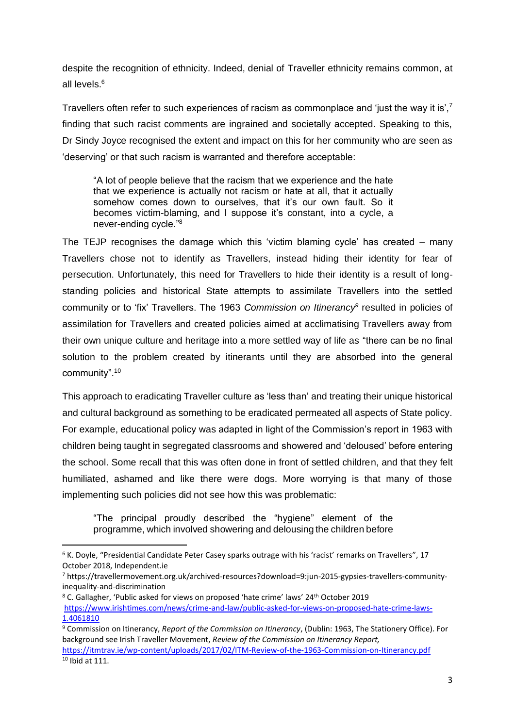despite the recognition of ethnicity. Indeed, denial of Traveller ethnicity remains common, at all levels.[6]

Travellers often refer to such experiences of racism as commonplace and 'just the way it is',[7] finding that such racist comments are ingrained and societally accepted. Speaking to this, Dr Sindy Joyce recognised the extent and impact on this for her community who are seen as 'deserving' or that such racism is warranted and therefore acceptable:

> "A lot of people believe that the racism that we experience and the hate that we experience is actually not racism or hate at all, that it actually somehow comes down to ourselves, that it's our own fault. So it becomes victim-blaming, and I suppose it's constant, into a cycle, a never-ending cycle."[8]

The TEJP recognises the damage which this 'victim blaming cycle' has created – many Travellers chose not to identify as Travellers, instead hiding their identity for fear of persecution. Unfortunately, this need for Travellers to hide their identity is a result of long-standing policies and historical State attempts to assimilate Travellers into the settled community or to 'fix' Travellers. The 1963 *Commission on Itinerancy*[9] resulted in policies of assimilation for Travellers and created policies aimed at acclimatising Travellers away from their own unique culture and heritage into a more settled way of life as "there can be no final solution to the problem created by itinerants until they are absorbed into the general community".[10]

This approach to eradicating Traveller culture as 'less than' and treating their unique historical and cultural background as something to be eradicated permeated all aspects of State policy. For example, educational policy was adapted in light of the Commission's report in 1963 with children being taught in segregated classrooms and showered and 'deloused' before entering the school. Some recall that this was often done in front of settled children, and that they felt humiliated, ashamed and like there were dogs. More worrying is that many of those implementing such policies did not see how this was problematic:

> "The principal proudly described the "hygiene" element of the programme, which involved showering and delousing the children before

---

[6] K. Doyle, "Presidential Candidate Peter Casey sparks outrage with his 'racist' remarks on Travellers", 17 October 2018, Independent.ie

[7] https://travellermovement.org.uk/archived-resources?download=9:jun-2015-gypsies-travellers-community-inequality-and-discrimination

[8] C. Gallagher, 'Public asked for views on proposed 'hate crime' laws' 24th October 2019 https://www.irishtimes.com/news/crime-and-law/public-asked-for-views-on-proposed-hate-crime-laws-1.4061810

[9] Commission on Itinerancy, *Report of the Commission on Itinerancy*, (Dublin: 1963, The Stationery Office). For background see Irish Traveller Movement, *Review of the Commission on Itinerancy Report,* https://itmtrav.ie/wp-content/uploads/2017/02/ITM-Review-of-the-1963-Commission-on-Itinerancy.pdf

[10] Ibid at 111.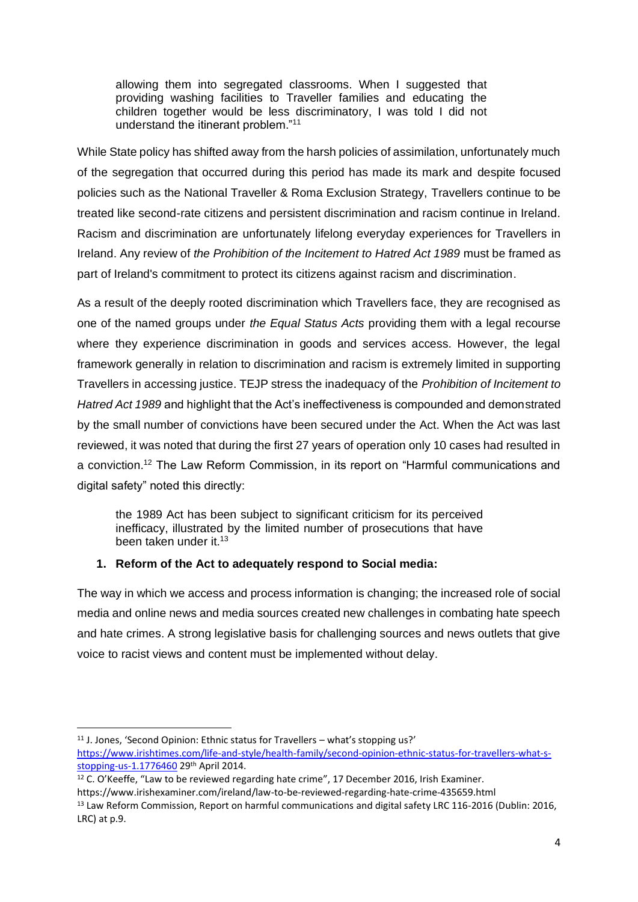> allowing them into segregated classrooms. When I suggested that providing washing facilities to Traveller families and educating the children together would be less discriminatory, I was told I did not understand the itinerant problem."[11]

While State policy has shifted away from the harsh policies of assimilation, unfortunately much of the segregation that occurred during this period has made its mark and despite focused policies such as the National Traveller & Roma Exclusion Strategy, Travellers continue to be treated like second-rate citizens and persistent discrimination and racism continue in Ireland. Racism and discrimination are unfortunately lifelong everyday experiences for Travellers in Ireland. Any review of *the Prohibition of the Incitement to Hatred Act 1989* must be framed as part of Ireland's commitment to protect its citizens against racism and discrimination.

As a result of the deeply rooted discrimination which Travellers face, they are recognised as one of the named groups under *the Equal Status Acts* providing them with a legal recourse where they experience discrimination in goods and services access. However, the legal framework generally in relation to discrimination and racism is extremely limited in supporting Travellers in accessing justice. TEJP stress the inadequacy of the *Prohibition of Incitement to Hatred Act 1989* and highlight that the Act's ineffectiveness is compounded and demonstrated by the small number of convictions have been secured under the Act. When the Act was last reviewed, it was noted that during the first 27 years of operation only 10 cases had resulted in a conviction.[12] The Law Reform Commission, in its report on "Harmful communications and digital safety" noted this directly:

> the 1989 Act has been subject to significant criticism for its perceived inefficacy, illustrated by the limited number of prosecutions that have been taken under it.[13]

1. **Reform of the Act to adequately respond to Social media:**

The way in which we access and process information is changing; the increased role of social media and online news and media sources created new challenges in combating hate speech and hate crimes. A strong legislative basis for challenging sources and news outlets that give voice to racist views and content must be implemented without delay.

---

[11] J. Jones, 'Second Opinion: Ethnic status for Travellers – what's stopping us?' https://www.irishtimes.com/life-and-style/health-family/second-opinion-ethnic-status-for-travellers-what-s-stopping-us-1.1776460 29th April 2014.

[12] C. O'Keeffe, "Law to be reviewed regarding hate crime", 17 December 2016, Irish Examiner. https://www.irishexaminer.com/ireland/law-to-be-reviewed-regarding-hate-crime-435659.html

[13] Law Reform Commission, Report on harmful communications and digital safety LRC 116-2016 (Dublin: 2016, LRC) at p.9.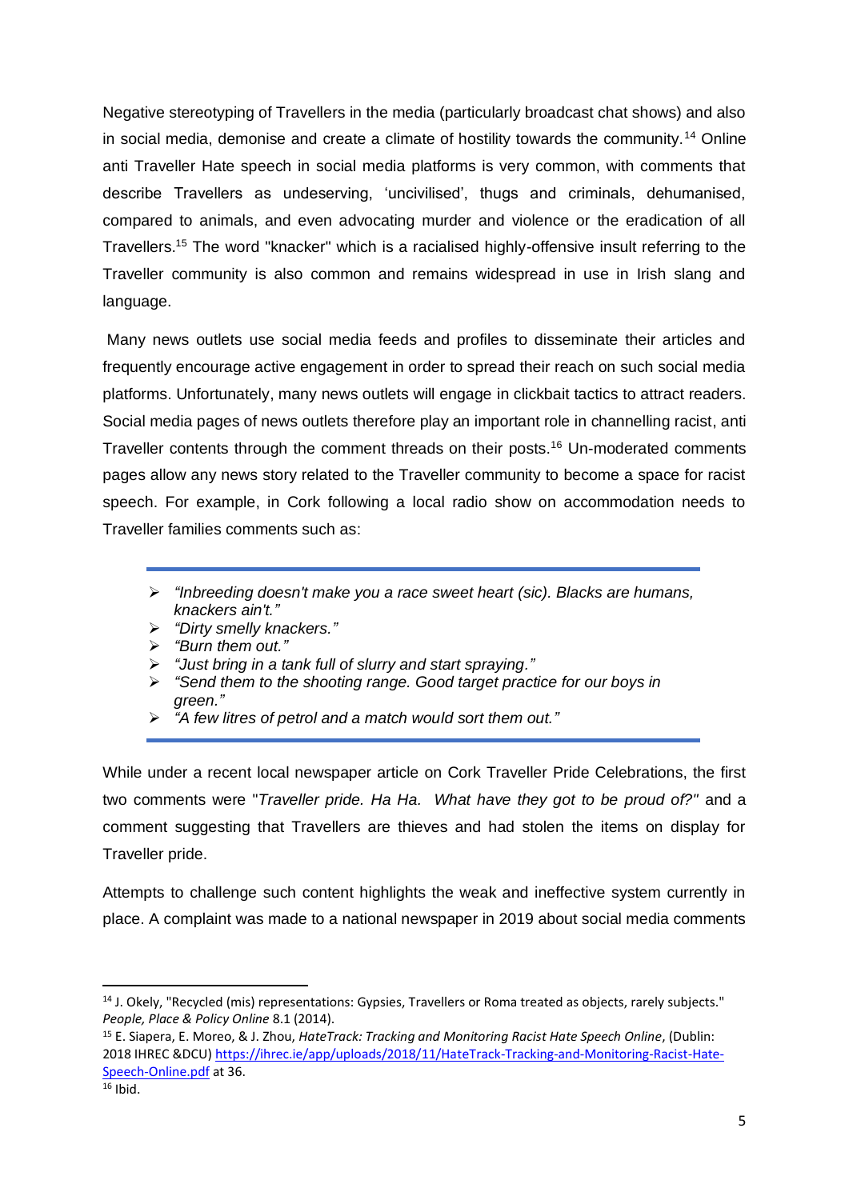Negative stereotyping of Travellers in the media (particularly broadcast chat shows) and also in social media, demonise and create a climate of hostility towards the community.[14] Online anti Traveller Hate speech in social media platforms is very common, with comments that describe Travellers as undeserving, 'uncivilised', thugs and criminals, dehumanised, compared to animals, and even advocating murder and violence or the eradication of all Travellers.[15] The word "knacker" which is a racialised highly-offensive insult referring to the Traveller community is also common and remains widespread in use in Irish slang and language.

Many news outlets use social media feeds and profiles to disseminate their articles and frequently encourage active engagement in order to spread their reach on such social media platforms. Unfortunately, many news outlets will engage in clickbait tactics to attract readers. Social media pages of news outlets therefore play an important role in channelling racist, anti Traveller contents through the comment threads on their posts.[16] Un-moderated comments pages allow any news story related to the Traveller community to become a space for racist speech. For example, in Cork following a local radio show on accommodation needs to Traveller families comments such as:

- *"Inbreeding doesn't make you a race sweet heart (sic). Blacks are humans, knackers ain't."*
- *"Dirty smelly knackers."*
- *"Burn them out."*
- *"Just bring in a tank full of slurry and start spraying."*
- *"Send them to the shooting range. Good target practice for our boys in green."*
- *"A few litres of petrol and a match would sort them out."*

While under a recent local newspaper article on Cork Traveller Pride Celebrations, the first two comments were "*Traveller pride. Ha Ha. What have they got to be proud of?"* and a comment suggesting that Travellers are thieves and had stolen the items on display for Traveller pride.

Attempts to challenge such content highlights the weak and ineffective system currently in place. A complaint was made to a national newspaper in 2019 about social media comments

---

[14] J. Okely, "Recycled (mis) representations: Gypsies, Travellers or Roma treated as objects, rarely subjects." *People, Place & Policy Online* 8.1 (2014).

[15] E. Siapera, E. Moreo, & J. Zhou, *HateTrack: Tracking and Monitoring Racist Hate Speech Online*, (Dublin: 2018 IHREC &DCU) https://ihrec.ie/app/uploads/2018/11/HateTrack-Tracking-and-Monitoring-Racist-Hate-Speech-Online.pdf at 36.

[16] Ibid.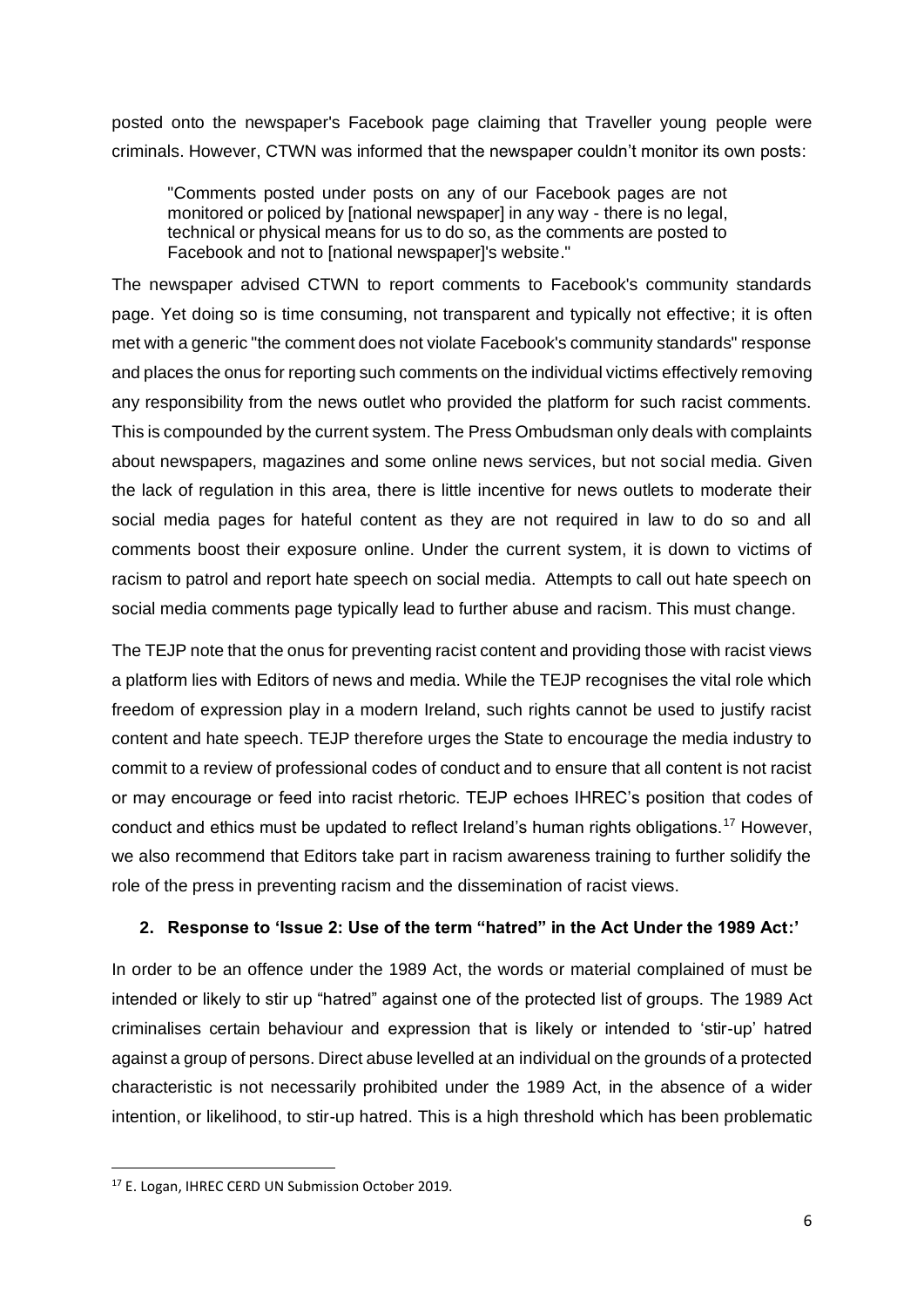posted onto the newspaper's Facebook page claiming that Traveller young people were criminals. However, CTWN was informed that the newspaper couldn't monitor its own posts:

> "Comments posted under posts on any of our Facebook pages are not monitored or policed by [national newspaper] in any way - there is no legal, technical or physical means for us to do so, as the comments are posted to Facebook and not to [national newspaper]'s website."

The newspaper advised CTWN to report comments to Facebook's community standards page. Yet doing so is time consuming, not transparent and typically not effective; it is often met with a generic "the comment does not violate Facebook's community standards" response and places the onus for reporting such comments on the individual victims effectively removing any responsibility from the news outlet who provided the platform for such racist comments. This is compounded by the current system. The Press Ombudsman only deals with complaints about newspapers, magazines and some online news services, but not social media. Given the lack of regulation in this area, there is little incentive for news outlets to moderate their social media pages for hateful content as they are not required in law to do so and all comments boost their exposure online. Under the current system, it is down to victims of racism to patrol and report hate speech on social media. Attempts to call out hate speech on social media comments page typically lead to further abuse and racism. This must change.

The TEJP note that the onus for preventing racist content and providing those with racist views a platform lies with Editors of news and media. While the TEJP recognises the vital role which freedom of expression play in a modern Ireland, such rights cannot be used to justify racist content and hate speech. TEJP therefore urges the State to encourage the media industry to commit to a review of professional codes of conduct and to ensure that all content is not racist or may encourage or feed into racist rhetoric. TEJP echoes IHREC's position that codes of conduct and ethics must be updated to reflect Ireland's human rights obligations.[17] However, we also recommend that Editors take part in racism awareness training to further solidify the role of the press in preventing racism and the dissemination of racist views.

## 2. Response to 'Issue 2: Use of the term "hatred" in the Act Under the 1989 Act:'

In order to be an offence under the 1989 Act, the words or material complained of must be intended or likely to stir up "hatred" against one of the protected list of groups. The 1989 Act criminalises certain behaviour and expression that is likely or intended to 'stir-up' hatred against a group of persons. Direct abuse levelled at an individual on the grounds of a protected characteristic is not necessarily prohibited under the 1989 Act, in the absence of a wider intention, or likelihood, to stir-up hatred. This is a high threshold which has been problematic

[17] E. Logan, IHREC CERD UN Submission October 2019.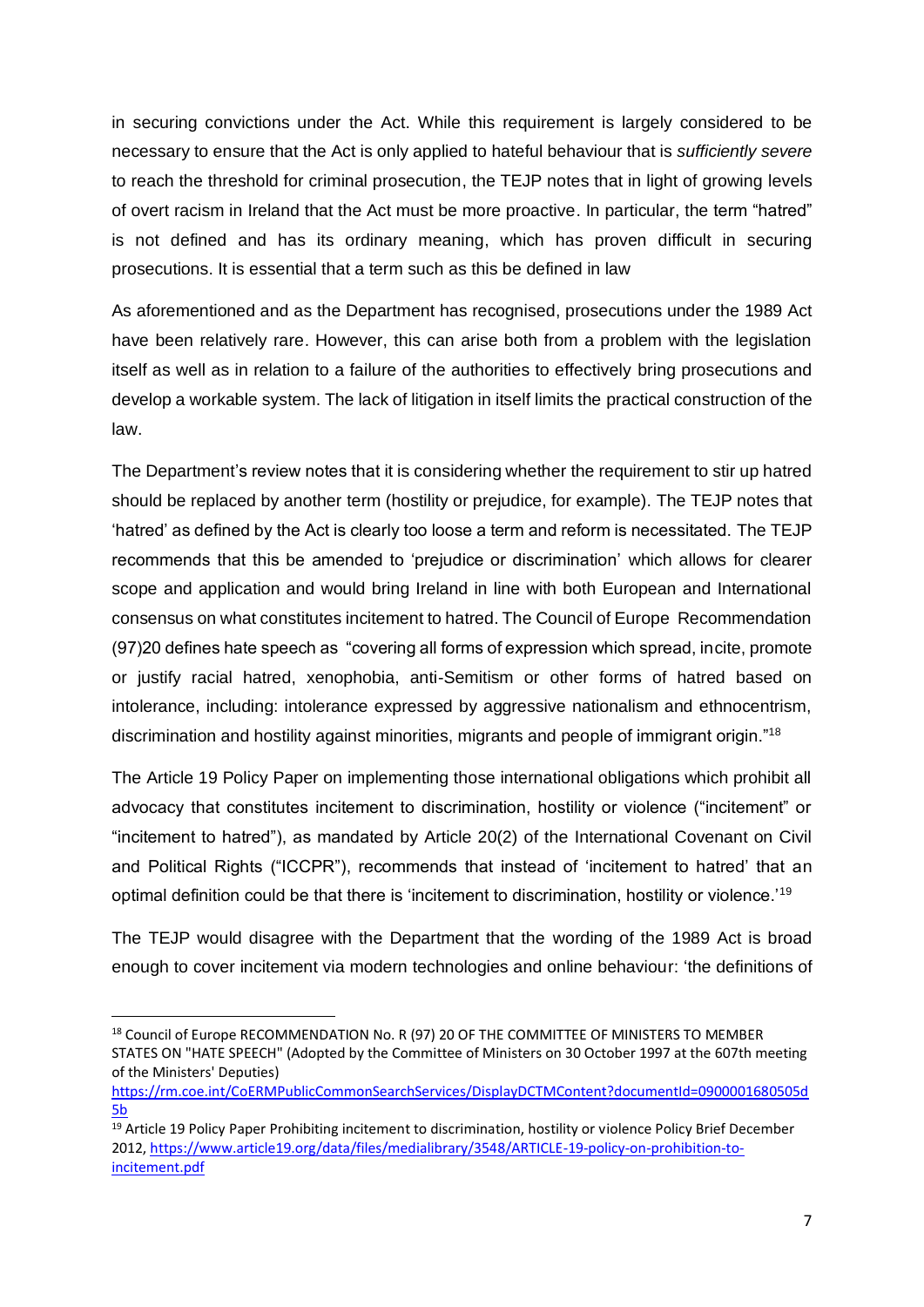in securing convictions under the Act. While this requirement is largely considered to be necessary to ensure that the Act is only applied to hateful behaviour that is *sufficiently severe* to reach the threshold for criminal prosecution, the TEJP notes that in light of growing levels of overt racism in Ireland that the Act must be more proactive. In particular, the term "hatred" is not defined and has its ordinary meaning, which has proven difficult in securing prosecutions. It is essential that a term such as this be defined in law

As aforementioned and as the Department has recognised, prosecutions under the 1989 Act have been relatively rare. However, this can arise both from a problem with the legislation itself as well as in relation to a failure of the authorities to effectively bring prosecutions and develop a workable system. The lack of litigation in itself limits the practical construction of the law.

The Department's review notes that it is considering whether the requirement to stir up hatred should be replaced by another term (hostility or prejudice, for example). The TEJP notes that 'hatred' as defined by the Act is clearly too loose a term and reform is necessitated. The TEJP recommends that this be amended to 'prejudice or discrimination' which allows for clearer scope and application and would bring Ireland in line with both European and International consensus on what constitutes incitement to hatred. The Council of Europe Recommendation (97)20 defines hate speech as "covering all forms of expression which spread, incite, promote or justify racial hatred, xenophobia, anti-Semitism or other forms of hatred based on intolerance, including: intolerance expressed by aggressive nationalism and ethnocentrism, discrimination and hostility against minorities, migrants and people of immigrant origin."[18]

The Article 19 Policy Paper on implementing those international obligations which prohibit all advocacy that constitutes incitement to discrimination, hostility or violence ("incitement" or "incitement to hatred"), as mandated by Article 20(2) of the International Covenant on Civil and Political Rights ("ICCPR"), recommends that instead of 'incitement to hatred' that an optimal definition could be that there is 'incitement to discrimination, hostility or violence.'[19]

The TEJP would disagree with the Department that the wording of the 1989 Act is broad enough to cover incitement via modern technologies and online behaviour: 'the definitions of

---

[18] Council of Europe RECOMMENDATION No. R (97) 20 OF THE COMMITTEE OF MINISTERS TO MEMBER STATES ON "HATE SPEECH" (Adopted by the Committee of Ministers on 30 October 1997 at the 607th meeting of the Ministers' Deputies) https://rm.coe.int/CoERMPublicCommonSearchServices/DisplayDCTMContent?documentId=0900001680505d5b

[19] Article 19 Policy Paper Prohibiting incitement to discrimination, hostility or violence Policy Brief December 2012, https://www.article19.org/data/files/medialibrary/3548/ARTICLE-19-policy-on-prohibition-to-incitement.pdf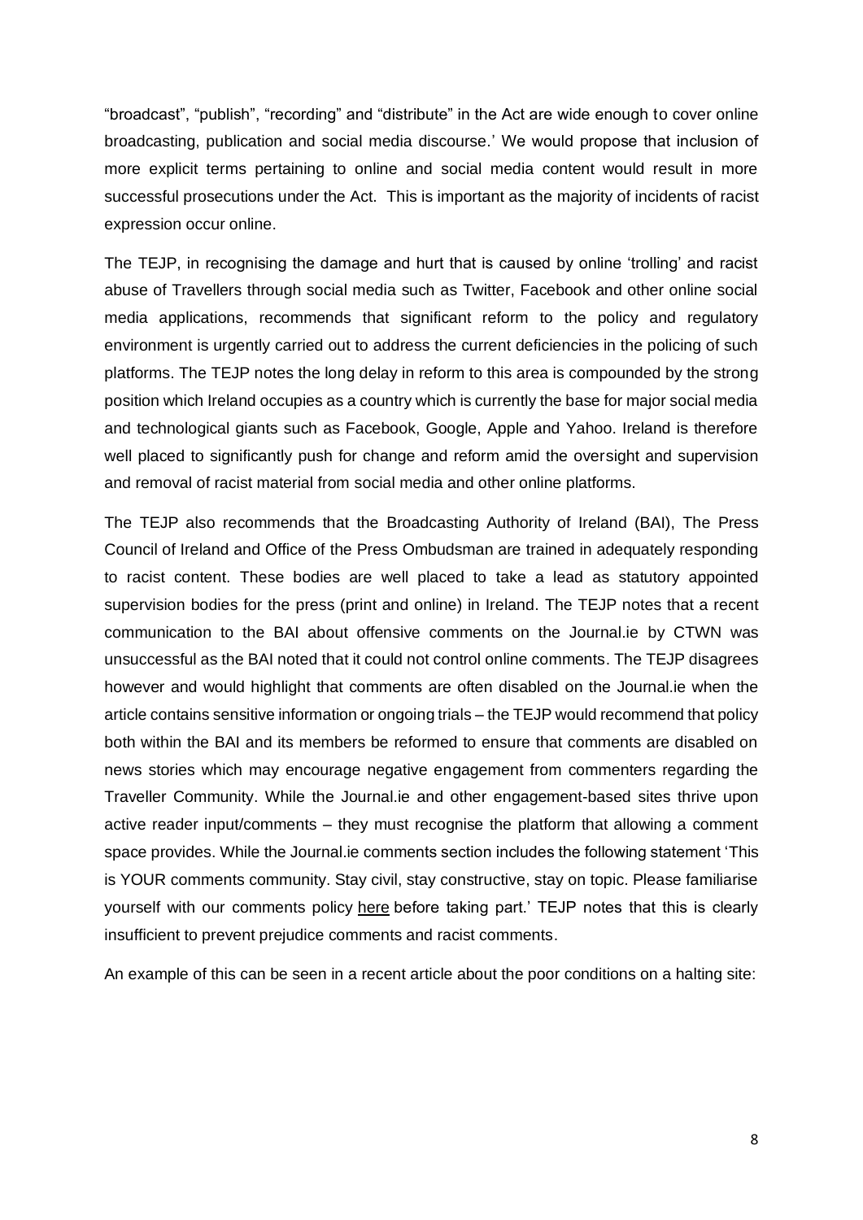"broadcast", "publish", "recording" and "distribute" in the Act are wide enough to cover online broadcasting, publication and social media discourse.' We would propose that inclusion of more explicit terms pertaining to online and social media content would result in more successful prosecutions under the Act. This is important as the majority of incidents of racist expression occur online.

The TEJP, in recognising the damage and hurt that is caused by online 'trolling' and racist abuse of Travellers through social media such as Twitter, Facebook and other online social media applications, recommends that significant reform to the policy and regulatory environment is urgently carried out to address the current deficiencies in the policing of such platforms. The TEJP notes the long delay in reform to this area is compounded by the strong position which Ireland occupies as a country which is currently the base for major social media and technological giants such as Facebook, Google, Apple and Yahoo. Ireland is therefore well placed to significantly push for change and reform amid the oversight and supervision and removal of racist material from social media and other online platforms.

The TEJP also recommends that the Broadcasting Authority of Ireland (BAI), The Press Council of Ireland and Office of the Press Ombudsman are trained in adequately responding to racist content. These bodies are well placed to take a lead as statutory appointed supervision bodies for the press (print and online) in Ireland. The TEJP notes that a recent communication to the BAI about offensive comments on the Journal.ie by CTWN was unsuccessful as the BAI noted that it could not control online comments. The TEJP disagrees however and would highlight that comments are often disabled on the Journal.ie when the article contains sensitive information or ongoing trials – the TEJP would recommend that policy both within the BAI and its members be reformed to ensure that comments are disabled on news stories which may encourage negative engagement from commenters regarding the Traveller Community. While the Journal.ie and other engagement-based sites thrive upon active reader input/comments – they must recognise the platform that allowing a comment space provides. While the Journal.ie comments section includes the following statement 'This is YOUR comments community. Stay civil, stay constructive, stay on topic. Please familiarise yourself with our comments policy here before taking part.' TEJP notes that this is clearly insufficient to prevent prejudice comments and racist comments.

An example of this can be seen in a recent article about the poor conditions on a halting site: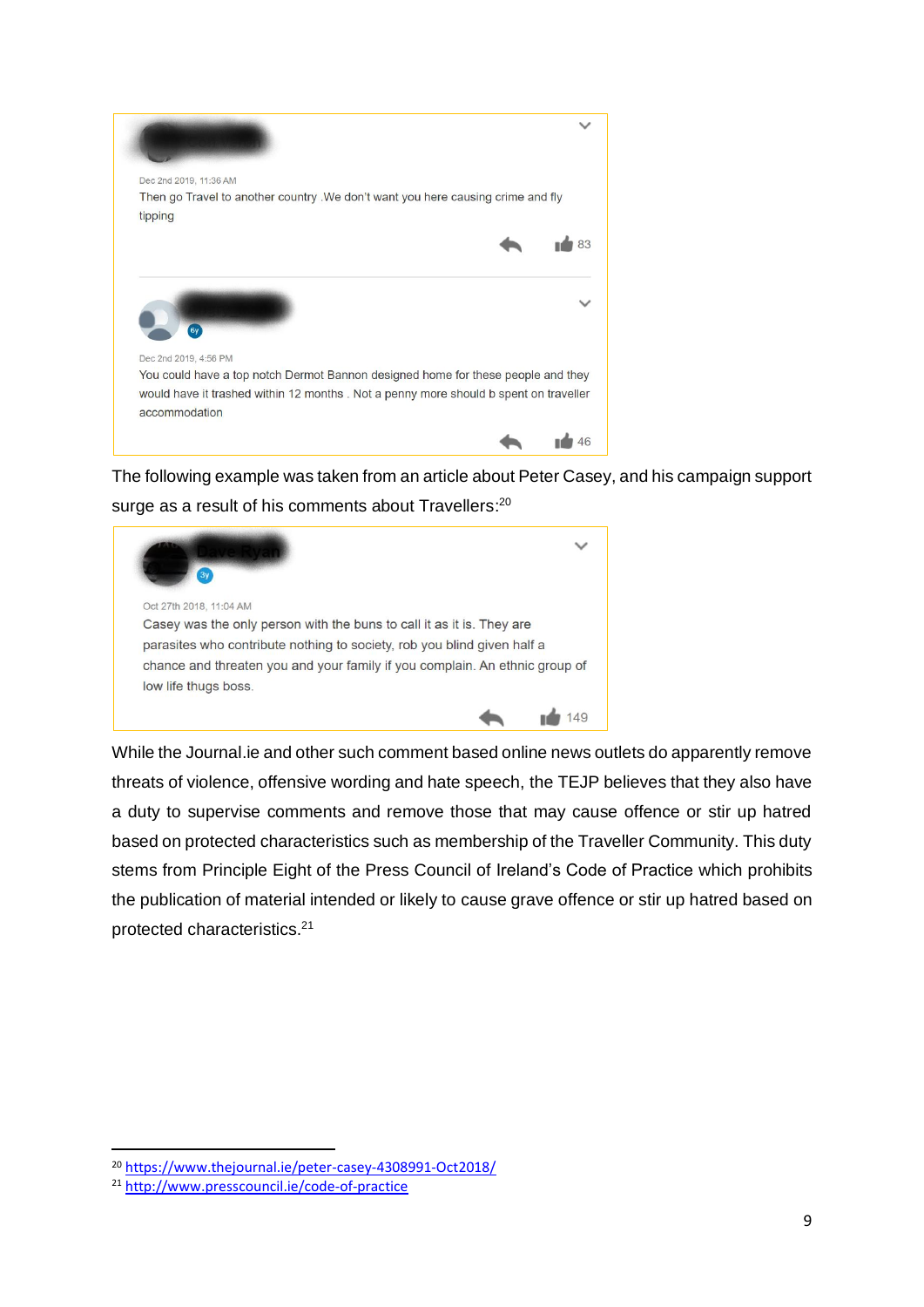> Dec 2nd 2019, 11:36 AM
>
> Then go Travel to another country .We don't want you here causing crime and fly tipping
>
> 83

> Dec 2nd 2019, 4:56 PM
>
> You could have a top notch Dermot Bannon designed home for these people and they would have it trashed within 12 months . Not a penny more should b spent on traveller accommodation
>
> 46

The following example was taken from an article about Peter Casey, and his campaign support surge as a result of his comments about Travellers:[20]

> Oct 27th 2018, 11:04 AM
>
> Casey was the only person with the buns to call it as it is. They are parasites who contribute nothing to society, rob you blind given half a chance and threaten you and your family if you complain. An ethnic group of low life thugs boss.
>
> 149

While the Journal.ie and other such comment based online news outlets do apparently remove threats of violence, offensive wording and hate speech, the TEJP believes that they also have a duty to supervise comments and remove those that may cause offence or stir up hatred based on protected characteristics such as membership of the Traveller Community. This duty stems from Principle Eight of the Press Council of Ireland's Code of Practice which prohibits the publication of material intended or likely to cause grave offence or stir up hatred based on protected characteristics.[21]

---

[20] https://www.thejournal.ie/peter-casey-4308991-Oct2018/

[21] http://www.presscouncil.ie/code-of-practice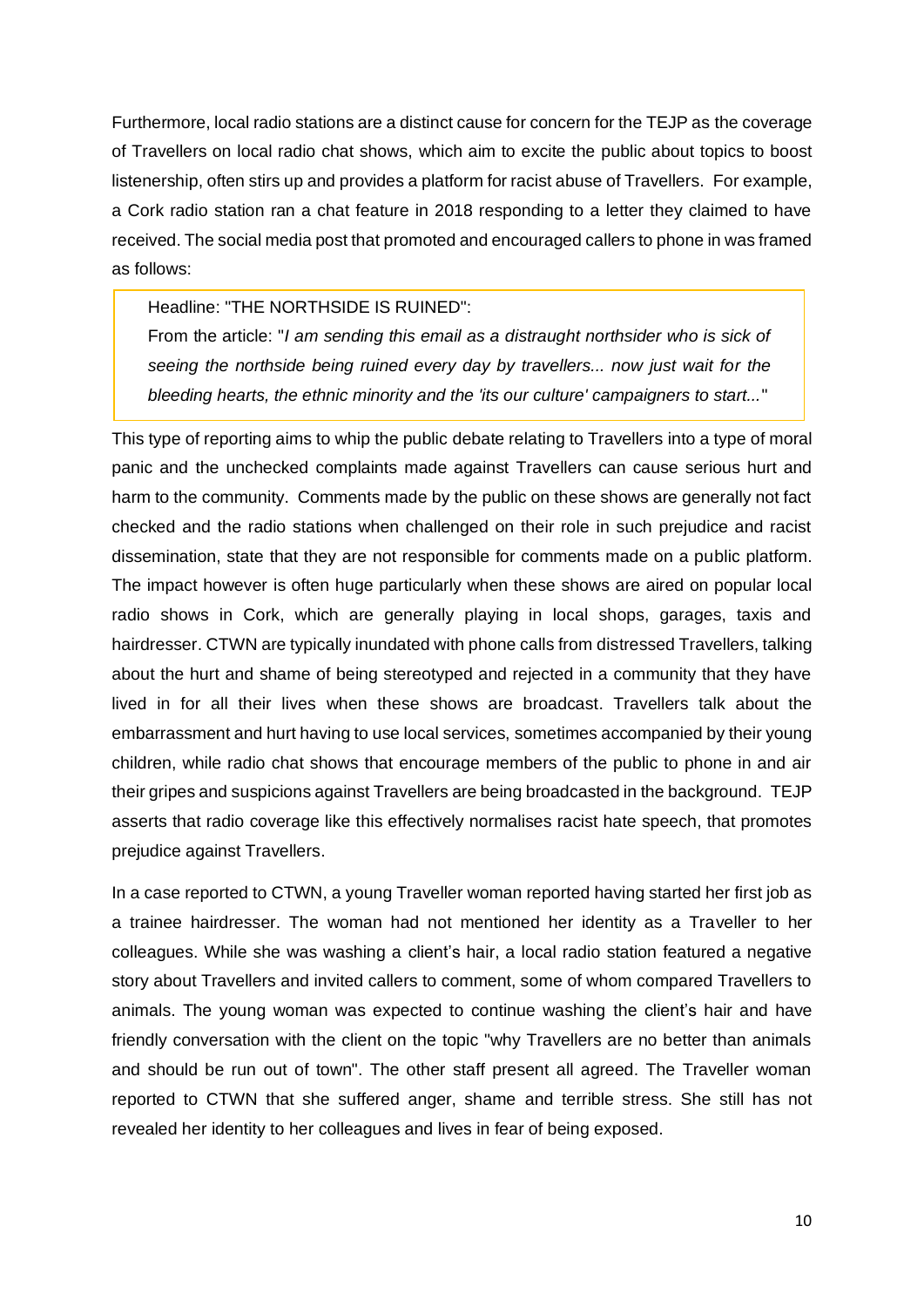Furthermore, local radio stations are a distinct cause for concern for the TEJP as the coverage of Travellers on local radio chat shows, which aim to excite the public about topics to boost listenership, often stirs up and provides a platform for racist abuse of Travellers. For example, a Cork radio station ran a chat feature in 2018 responding to a letter they claimed to have received. The social media post that promoted and encouraged callers to phone in was framed as follows:

> Headline: "THE NORTHSIDE IS RUINED":
>
> From the article: "*I am sending this email as a distraught northsider who is sick of seeing the northside being ruined every day by travellers... now just wait for the bleeding hearts, the ethnic minority and the 'its our culture' campaigners to start...*"

This type of reporting aims to whip the public debate relating to Travellers into a type of moral panic and the unchecked complaints made against Travellers can cause serious hurt and harm to the community. Comments made by the public on these shows are generally not fact checked and the radio stations when challenged on their role in such prejudice and racist dissemination, state that they are not responsible for comments made on a public platform. The impact however is often huge particularly when these shows are aired on popular local radio shows in Cork, which are generally playing in local shops, garages, taxis and hairdresser. CTWN are typically inundated with phone calls from distressed Travellers, talking about the hurt and shame of being stereotyped and rejected in a community that they have lived in for all their lives when these shows are broadcast. Travellers talk about the embarrassment and hurt having to use local services, sometimes accompanied by their young children, while radio chat shows that encourage members of the public to phone in and air their gripes and suspicions against Travellers are being broadcasted in the background. TEJP asserts that radio coverage like this effectively normalises racist hate speech, that promotes prejudice against Travellers.

In a case reported to CTWN, a young Traveller woman reported having started her first job as a trainee hairdresser. The woman had not mentioned her identity as a Traveller to her colleagues. While she was washing a client's hair, a local radio station featured a negative story about Travellers and invited callers to comment, some of whom compared Travellers to animals. The young woman was expected to continue washing the client's hair and have friendly conversation with the client on the topic "why Travellers are no better than animals and should be run out of town". The other staff present all agreed. The Traveller woman reported to CTWN that she suffered anger, shame and terrible stress. She still has not revealed her identity to her colleagues and lives in fear of being exposed.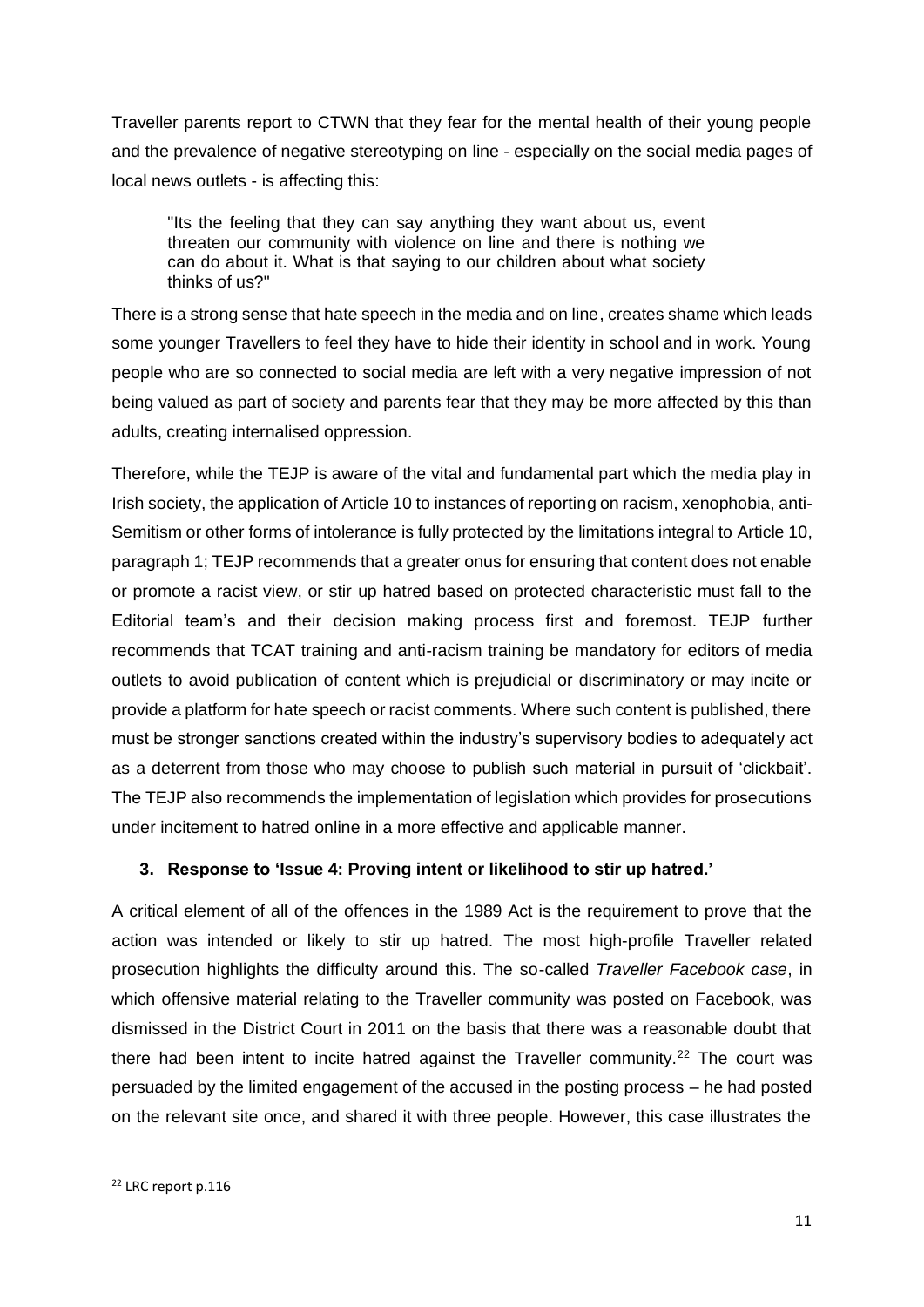Traveller parents report to CTWN that they fear for the mental health of their young people and the prevalence of negative stereotyping on line - especially on the social media pages of local news outlets - is affecting this:

> "Its the feeling that they can say anything they want about us, event threaten our community with violence on line and there is nothing we can do about it. What is that saying to our children about what society thinks of us?"

There is a strong sense that hate speech in the media and on line, creates shame which leads some younger Travellers to feel they have to hide their identity in school and in work. Young people who are so connected to social media are left with a very negative impression of not being valued as part of society and parents fear that they may be more affected by this than adults, creating internalised oppression.

Therefore, while the TEJP is aware of the vital and fundamental part which the media play in Irish society, the application of Article 10 to instances of reporting on racism, xenophobia, anti-Semitism or other forms of intolerance is fully protected by the limitations integral to Article 10, paragraph 1; TEJP recommends that a greater onus for ensuring that content does not enable or promote a racist view, or stir up hatred based on protected characteristic must fall to the Editorial team's and their decision making process first and foremost. TEJP further recommends that TCAT training and anti-racism training be mandatory for editors of media outlets to avoid publication of content which is prejudicial or discriminatory or may incite or provide a platform for hate speech or racist comments. Where such content is published, there must be stronger sanctions created within the industry's supervisory bodies to adequately act as a deterrent from those who may choose to publish such material in pursuit of 'clickbait'. The TEJP also recommends the implementation of legislation which provides for prosecutions under incitement to hatred online in a more effective and applicable manner.

### 3. Response to 'Issue 4: Proving intent or likelihood to stir up hatred.'

A critical element of all of the offences in the 1989 Act is the requirement to prove that the action was intended or likely to stir up hatred. The most high-profile Traveller related prosecution highlights the difficulty around this. The so-called *Traveller Facebook case*, in which offensive material relating to the Traveller community was posted on Facebook, was dismissed in the District Court in 2011 on the basis that there was a reasonable doubt that there had been intent to incite hatred against the Traveller community.[22] The court was persuaded by the limited engagement of the accused in the posting process – he had posted on the relevant site once, and shared it with three people. However, this case illustrates the

---

[22] LRC report p.116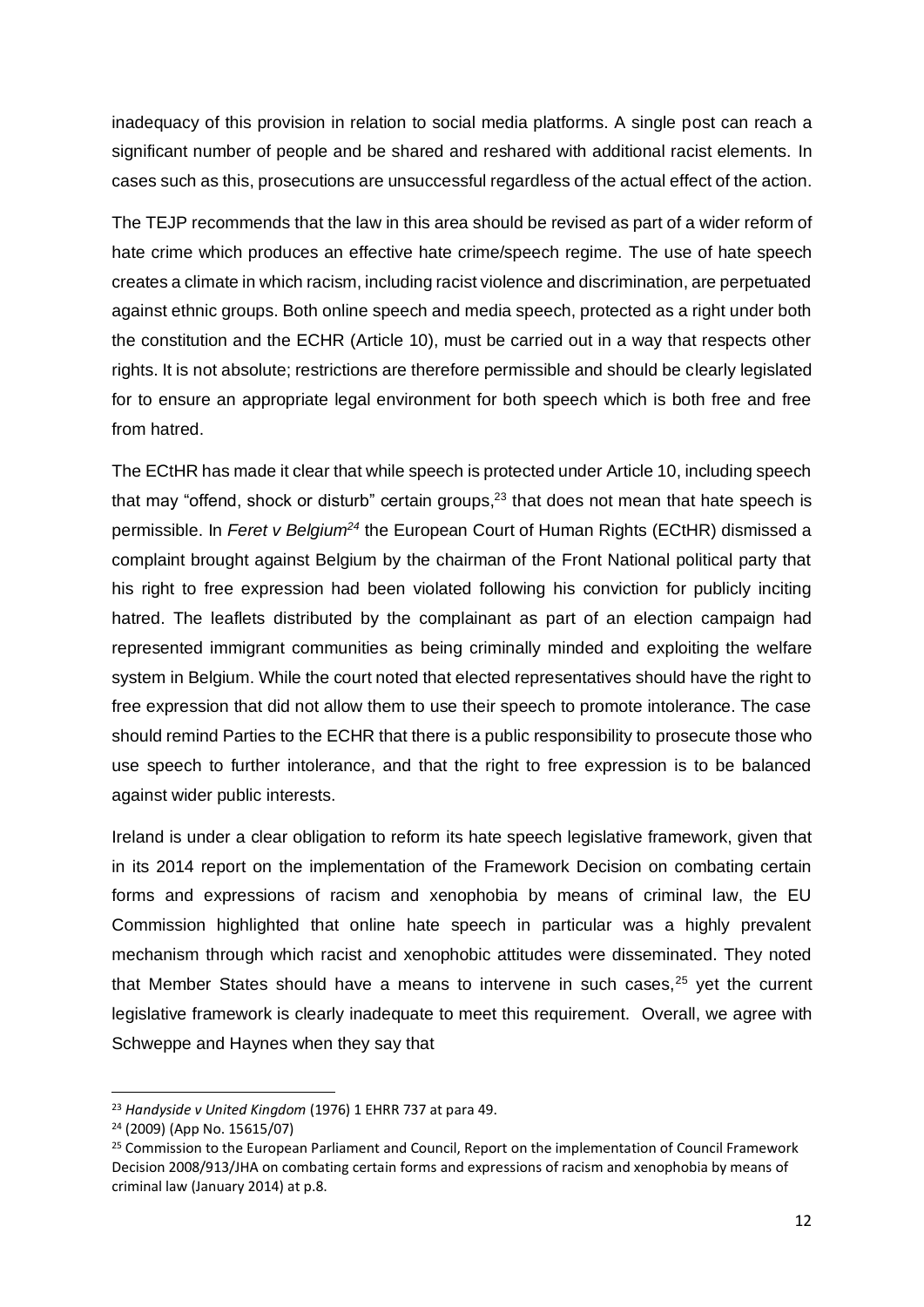inadequacy of this provision in relation to social media platforms. A single post can reach a significant number of people and be shared and reshared with additional racist elements. In cases such as this, prosecutions are unsuccessful regardless of the actual effect of the action.

The TEJP recommends that the law in this area should be revised as part of a wider reform of hate crime which produces an effective hate crime/speech regime. The use of hate speech creates a climate in which racism, including racist violence and discrimination, are perpetuated against ethnic groups. Both online speech and media speech, protected as a right under both the constitution and the ECHR (Article 10), must be carried out in a way that respects other rights. It is not absolute; restrictions are therefore permissible and should be clearly legislated for to ensure an appropriate legal environment for both speech which is both free and free from hatred.

The ECtHR has made it clear that while speech is protected under Article 10, including speech that may "offend, shock or disturb" certain groups,[23] that does not mean that hate speech is permissible. In *Feret v Belgium*[24] the European Court of Human Rights (ECtHR) dismissed a complaint brought against Belgium by the chairman of the Front National political party that his right to free expression had been violated following his conviction for publicly inciting hatred. The leaflets distributed by the complainant as part of an election campaign had represented immigrant communities as being criminally minded and exploiting the welfare system in Belgium. While the court noted that elected representatives should have the right to free expression that did not allow them to use their speech to promote intolerance. The case should remind Parties to the ECHR that there is a public responsibility to prosecute those who use speech to further intolerance, and that the right to free expression is to be balanced against wider public interests.

Ireland is under a clear obligation to reform its hate speech legislative framework, given that in its 2014 report on the implementation of the Framework Decision on combating certain forms and expressions of racism and xenophobia by means of criminal law, the EU Commission highlighted that online hate speech in particular was a highly prevalent mechanism through which racist and xenophobic attitudes were disseminated. They noted that Member States should have a means to intervene in such cases,[25] yet the current legislative framework is clearly inadequate to meet this requirement. Overall, we agree with Schweppe and Haynes when they say that

---

[23] *Handyside v United Kingdom* (1976) 1 EHRR 737 at para 49.

[24] (2009) (App No. 15615/07)

[25] Commission to the European Parliament and Council, Report on the implementation of Council Framework Decision 2008/913/JHA on combating certain forms and expressions of racism and xenophobia by means of criminal law (January 2014) at p.8.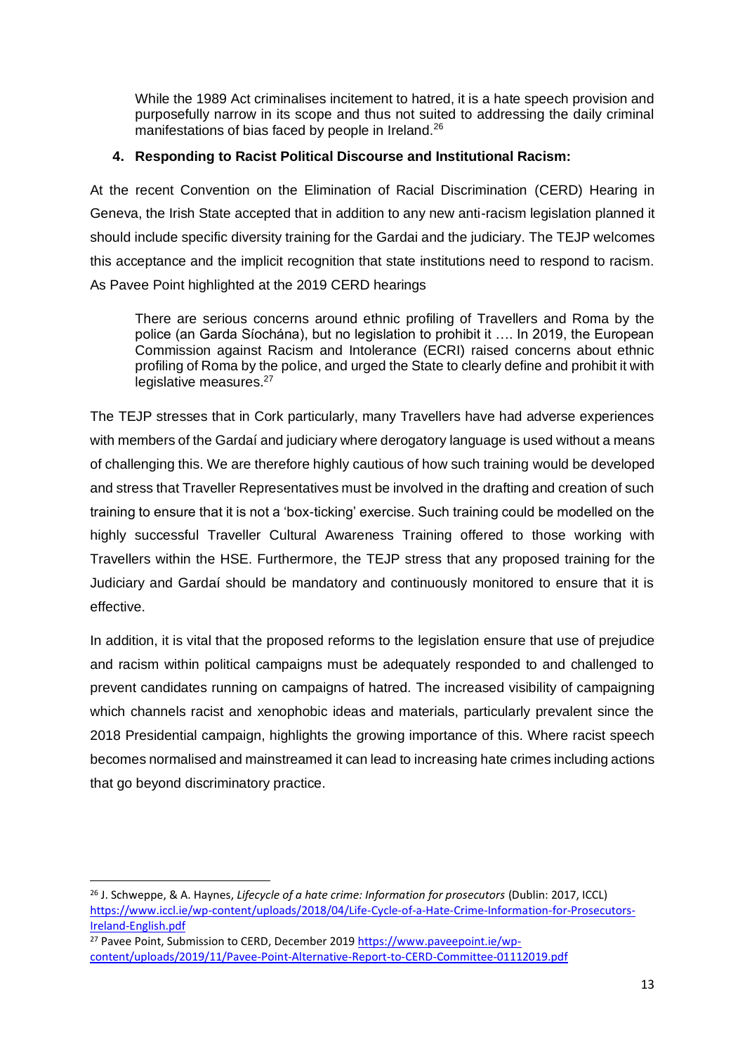> While the 1989 Act criminalises incitement to hatred, it is a hate speech provision and purposefully narrow in its scope and thus not suited to addressing the daily criminal manifestations of bias faced by people in Ireland.[26]

**4. Responding to Racist Political Discourse and Institutional Racism:**

At the recent Convention on the Elimination of Racial Discrimination (CERD) Hearing in Geneva, the Irish State accepted that in addition to any new anti-racism legislation planned it should include specific diversity training for the Gardai and the judiciary. The TEJP welcomes this acceptance and the implicit recognition that state institutions need to respond to racism. As Pavee Point highlighted at the 2019 CERD hearings

> There are serious concerns around ethnic profiling of Travellers and Roma by the police (an Garda Síochána), but no legislation to prohibit it …. In 2019, the European Commission against Racism and Intolerance (ECRI) raised concerns about ethnic profiling of Roma by the police, and urged the State to clearly define and prohibit it with legislative measures.[27]

The TEJP stresses that in Cork particularly, many Travellers have had adverse experiences with members of the Gardaí and judiciary where derogatory language is used without a means of challenging this. We are therefore highly cautious of how such training would be developed and stress that Traveller Representatives must be involved in the drafting and creation of such training to ensure that it is not a 'box-ticking' exercise. Such training could be modelled on the highly successful Traveller Cultural Awareness Training offered to those working with Travellers within the HSE. Furthermore, the TEJP stress that any proposed training for the Judiciary and Gardaí should be mandatory and continuously monitored to ensure that it is effective.

In addition, it is vital that the proposed reforms to the legislation ensure that use of prejudice and racism within political campaigns must be adequately responded to and challenged to prevent candidates running on campaigns of hatred. The increased visibility of campaigning which channels racist and xenophobic ideas and materials, particularly prevalent since the 2018 Presidential campaign, highlights the growing importance of this. Where racist speech becomes normalised and mainstreamed it can lead to increasing hate crimes including actions that go beyond discriminatory practice.

---

[26] J. Schweppe, & A. Haynes, *Lifecycle of a hate crime: Information for prosecutors* (Dublin: 2017, ICCL) https://www.iccl.ie/wp-content/uploads/2018/04/Life-Cycle-of-a-Hate-Crime-Information-for-Prosecutors-Ireland-English.pdf

[27] Pavee Point, Submission to CERD, December 2019 https://www.paveepoint.ie/wp-content/uploads/2019/11/Pavee-Point-Alternative-Report-to-CERD-Committee-01112019.pdf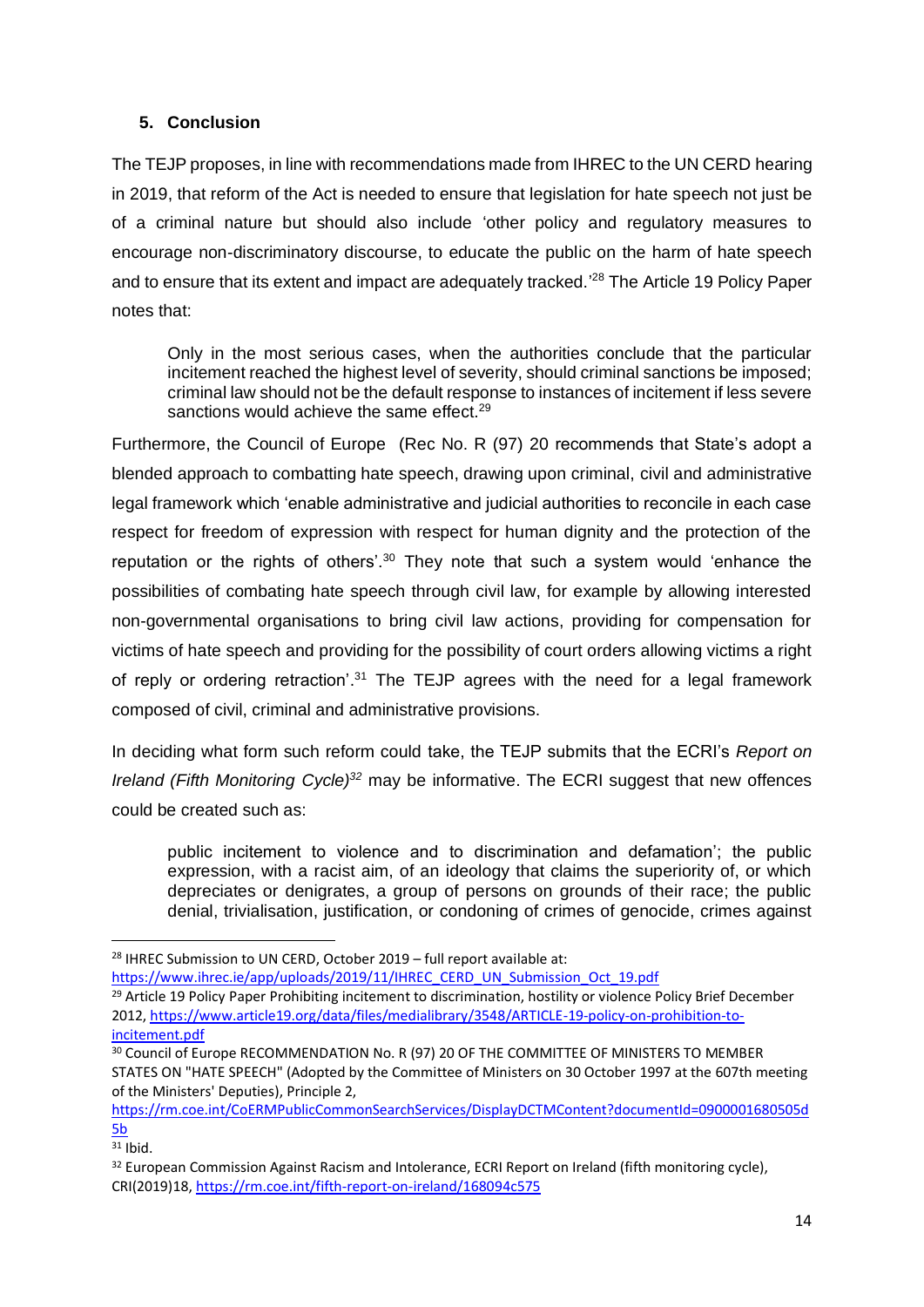## 5. Conclusion

The TEJP proposes, in line with recommendations made from IHREC to the UN CERD hearing in 2019, that reform of the Act is needed to ensure that legislation for hate speech not just be of a criminal nature but should also include 'other policy and regulatory measures to encourage non-discriminatory discourse, to educate the public on the harm of hate speech and to ensure that its extent and impact are adequately tracked.'[28] The Article 19 Policy Paper notes that:

> Only in the most serious cases, when the authorities conclude that the particular incitement reached the highest level of severity, should criminal sanctions be imposed; criminal law should not be the default response to instances of incitement if less severe sanctions would achieve the same effect.[29]

Furthermore, the Council of Europe (Rec No. R (97) 20 recommends that State's adopt a blended approach to combatting hate speech, drawing upon criminal, civil and administrative legal framework which 'enable administrative and judicial authorities to reconcile in each case respect for freedom of expression with respect for human dignity and the protection of the reputation or the rights of others'.[30] They note that such a system would 'enhance the possibilities of combating hate speech through civil law, for example by allowing interested non-governmental organisations to bring civil law actions, providing for compensation for victims of hate speech and providing for the possibility of court orders allowing victims a right of reply or ordering retraction'.[31] The TEJP agrees with the need for a legal framework composed of civil, criminal and administrative provisions.

In deciding what form such reform could take, the TEJP submits that the ECRI's *Report on Ireland (Fifth Monitoring Cycle)*[32] may be informative. The ECRI suggest that new offences could be created such as:

> public incitement to violence and to discrimination and defamation'; the public expression, with a racist aim, of an ideology that claims the superiority of, or which depreciates or denigrates, a group of persons on grounds of their race; the public denial, trivialisation, justification, or condoning of crimes of genocide, crimes against

---

[28] IHREC Submission to UN CERD, October 2019 – full report available at: https://www.ihrec.ie/app/uploads/2019/11/IHREC_CERD_UN_Submission_Oct_19.pdf

[29] Article 19 Policy Paper Prohibiting incitement to discrimination, hostility or violence Policy Brief December 2012, https://www.article19.org/data/files/medialibrary/3548/ARTICLE-19-policy-on-prohibition-to-incitement.pdf

[30] Council of Europe RECOMMENDATION No. R (97) 20 OF THE COMMITTEE OF MINISTERS TO MEMBER STATES ON "HATE SPEECH" (Adopted by the Committee of Ministers on 30 October 1997 at the 607th meeting of the Ministers' Deputies), Principle 2, https://rm.coe.int/CoERMPublicCommonSearchServices/DisplayDCTMContent?documentId=0900001680505d5b

[31] Ibid.

[32] European Commission Against Racism and Intolerance, ECRI Report on Ireland (fifth monitoring cycle), CRI(2019)18, https://rm.coe.int/fifth-report-on-ireland/168094c575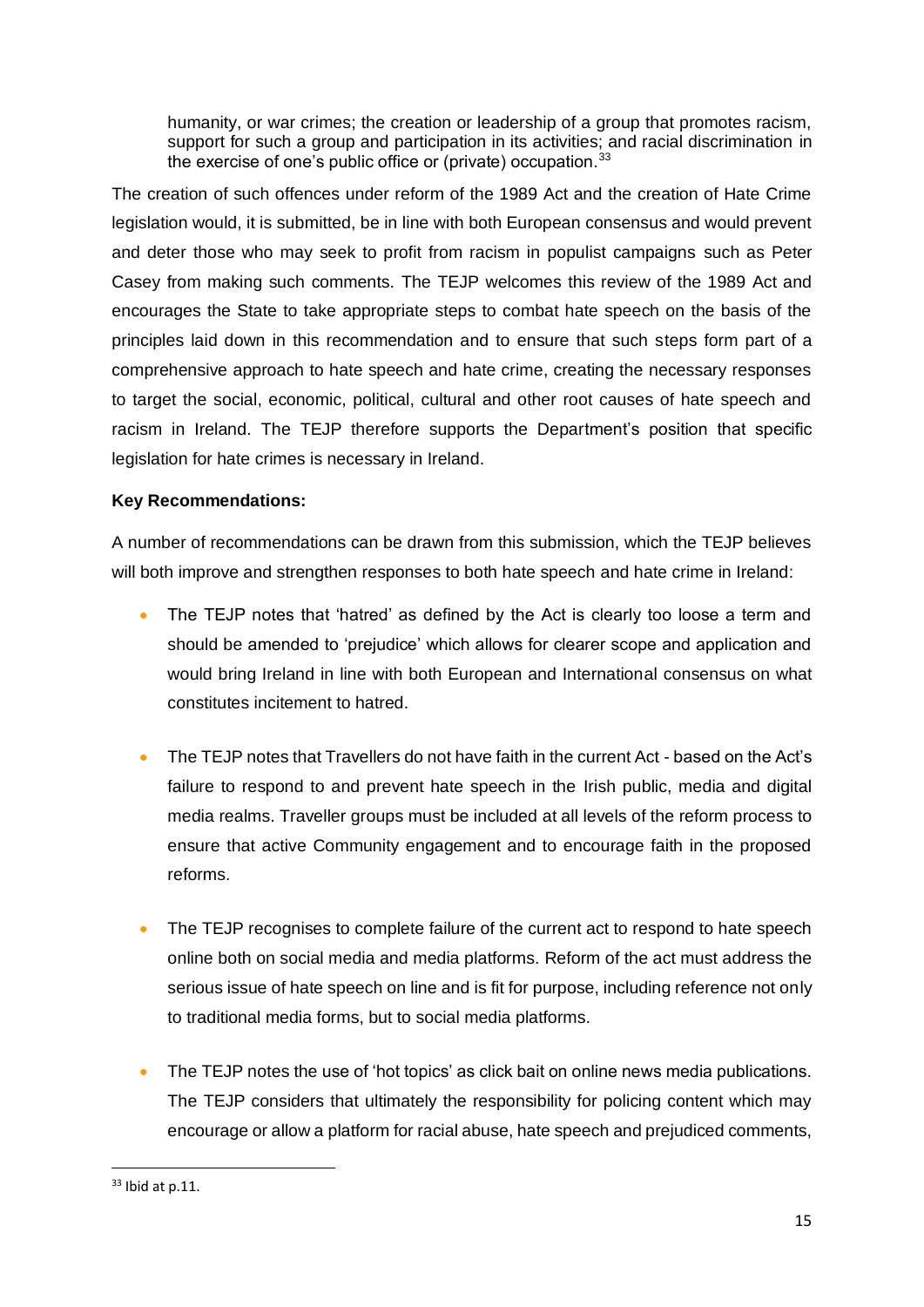humanity, or war crimes; the creation or leadership of a group that promotes racism, support for such a group and participation in its activities; and racial discrimination in the exercise of one's public office or (private) occupation.[33]

The creation of such offences under reform of the 1989 Act and the creation of Hate Crime legislation would, it is submitted, be in line with both European consensus and would prevent and deter those who may seek to profit from racism in populist campaigns such as Peter Casey from making such comments. The TEJP welcomes this review of the 1989 Act and encourages the State to take appropriate steps to combat hate speech on the basis of the principles laid down in this recommendation and to ensure that such steps form part of a comprehensive approach to hate speech and hate crime, creating the necessary responses to target the social, economic, political, cultural and other root causes of hate speech and racism in Ireland. The TEJP therefore supports the Department's position that specific legislation for hate crimes is necessary in Ireland.

**Key Recommendations:**

A number of recommendations can be drawn from this submission, which the TEJP believes will both improve and strengthen responses to both hate speech and hate crime in Ireland:

- The TEJP notes that 'hatred' as defined by the Act is clearly too loose a term and should be amended to 'prejudice' which allows for clearer scope and application and would bring Ireland in line with both European and International consensus on what constitutes incitement to hatred.

- The TEJP notes that Travellers do not have faith in the current Act - based on the Act's failure to respond to and prevent hate speech in the Irish public, media and digital media realms. Traveller groups must be included at all levels of the reform process to ensure that active Community engagement and to encourage faith in the proposed reforms.

- The TEJP recognises to complete failure of the current act to respond to hate speech online both on social media and media platforms. Reform of the act must address the serious issue of hate speech on line and is fit for purpose, including reference not only to traditional media forms, but to social media platforms.

- The TEJP notes the use of 'hot topics' as click bait on online news media publications. The TEJP considers that ultimately the responsibility for policing content which may encourage or allow a platform for racial abuse, hate speech and prejudiced comments,

---

[33] Ibid at p.11.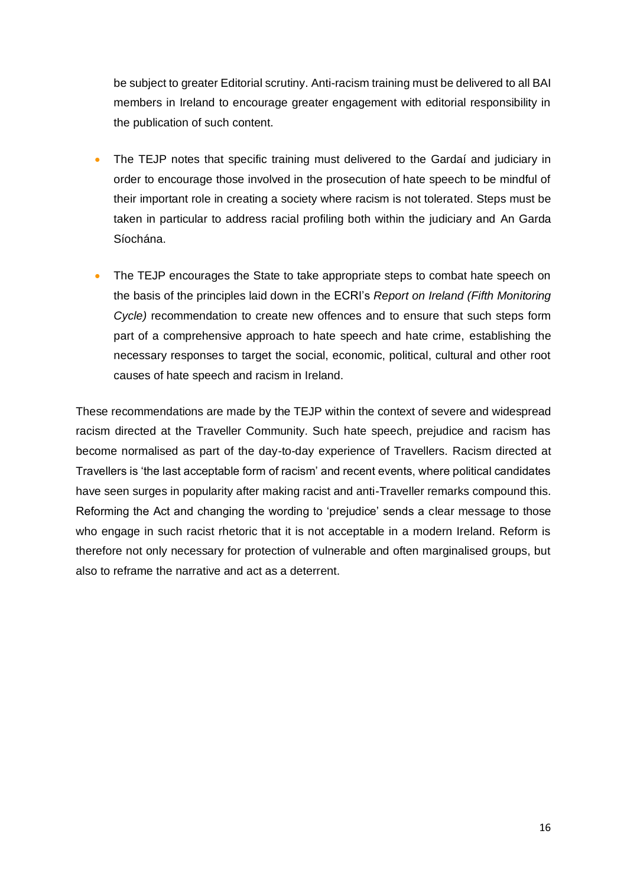be subject to greater Editorial scrutiny. Anti-racism training must be delivered to all BAI members in Ireland to encourage greater engagement with editorial responsibility in the publication of such content.

- The TEJP notes that specific training must delivered to the Gardaí and judiciary in order to encourage those involved in the prosecution of hate speech to be mindful of their important role in creating a society where racism is not tolerated. Steps must be taken in particular to address racial profiling both within the judiciary and An Garda Síochána.
- The TEJP encourages the State to take appropriate steps to combat hate speech on the basis of the principles laid down in the ECRI's *Report on Ireland (Fifth Monitoring Cycle)* recommendation to create new offences and to ensure that such steps form part of a comprehensive approach to hate speech and hate crime, establishing the necessary responses to target the social, economic, political, cultural and other root causes of hate speech and racism in Ireland.

These recommendations are made by the TEJP within the context of severe and widespread racism directed at the Traveller Community. Such hate speech, prejudice and racism has become normalised as part of the day-to-day experience of Travellers. Racism directed at Travellers is 'the last acceptable form of racism' and recent events, where political candidates have seen surges in popularity after making racist and anti-Traveller remarks compound this. Reforming the Act and changing the wording to 'prejudice' sends a clear message to those who engage in such racist rhetoric that it is not acceptable in a modern Ireland. Reform is therefore not only necessary for protection of vulnerable and often marginalised groups, but also to reframe the narrative and act as a deterrent.